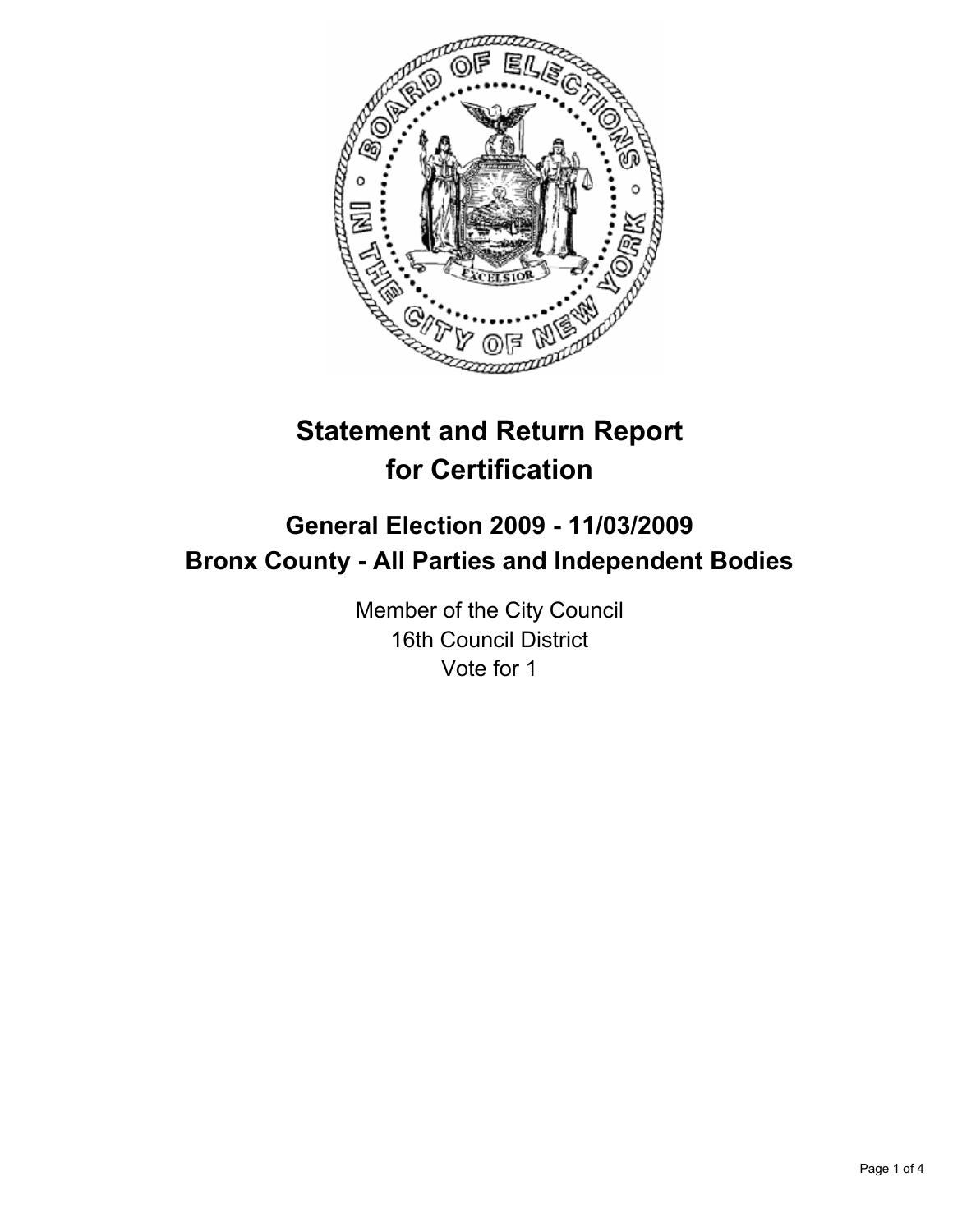# Statement and Return Report for Certification

## General Election 2009 - 11/03/2009
## Bronx County - All Parties and Independent Bodies

Member of the City Council
16th Council District
Vote for 1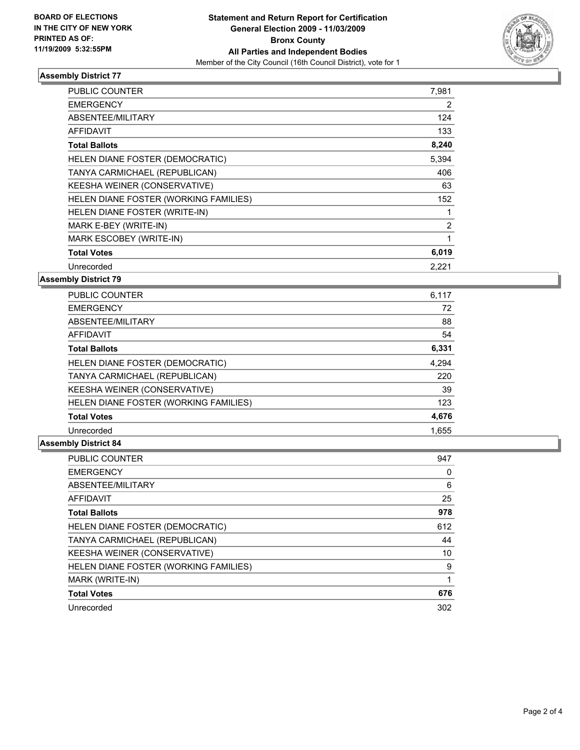**BOARD OF ELECTIONS IN THE CITY OF NEW YORK PRINTED AS OF: 11/19/2009 5:32:55PM**

# Statement and Return Report for Certification
## General Election 2009 - 11/03/2009
## Bronx County
## All Parties and Independent Bodies
Member of the City Council (16th Council District), vote for 1

### Assembly District 77

| | |
|---|---|
| PUBLIC COUNTER | 7,981 |
| EMERGENCY | 2 |
| ABSENTEE/MILITARY | 124 |
| AFFIDAVIT | 133 |
| **Total Ballots** | **8,240** |
| HELEN DIANE FOSTER (DEMOCRATIC) | 5,394 |
| TANYA CARMICHAEL (REPUBLICAN) | 406 |
| KEESHA WEINER (CONSERVATIVE) | 63 |
| HELEN DIANE FOSTER (WORKING FAMILIES) | 152 |
| HELEN DIANE FOSTER (WRITE-IN) | 1 |
| MARK E-BEY (WRITE-IN) | 2 |
| MARK ESCOBEY (WRITE-IN) | 1 |
| **Total Votes** | **6,019** |
| Unrecorded | 2,221 |

### Assembly District 79

| | |
|---|---|
| PUBLIC COUNTER | 6,117 |
| EMERGENCY | 72 |
| ABSENTEE/MILITARY | 88 |
| AFFIDAVIT | 54 |
| **Total Ballots** | **6,331** |
| HELEN DIANE FOSTER (DEMOCRATIC) | 4,294 |
| TANYA CARMICHAEL (REPUBLICAN) | 220 |
| KEESHA WEINER (CONSERVATIVE) | 39 |
| HELEN DIANE FOSTER (WORKING FAMILIES) | 123 |
| **Total Votes** | **4,676** |
| Unrecorded | 1,655 |

### Assembly District 84

| | |
|---|---|
| PUBLIC COUNTER | 947 |
| EMERGENCY | 0 |
| ABSENTEE/MILITARY | 6 |
| AFFIDAVIT | 25 |
| **Total Ballots** | **978** |
| HELEN DIANE FOSTER (DEMOCRATIC) | 612 |
| TANYA CARMICHAEL (REPUBLICAN) | 44 |
| KEESHA WEINER (CONSERVATIVE) | 10 |
| HELEN DIANE FOSTER (WORKING FAMILIES) | 9 |
| MARK (WRITE-IN) | 1 |
| **Total Votes** | **676** |
| Unrecorded | 302 |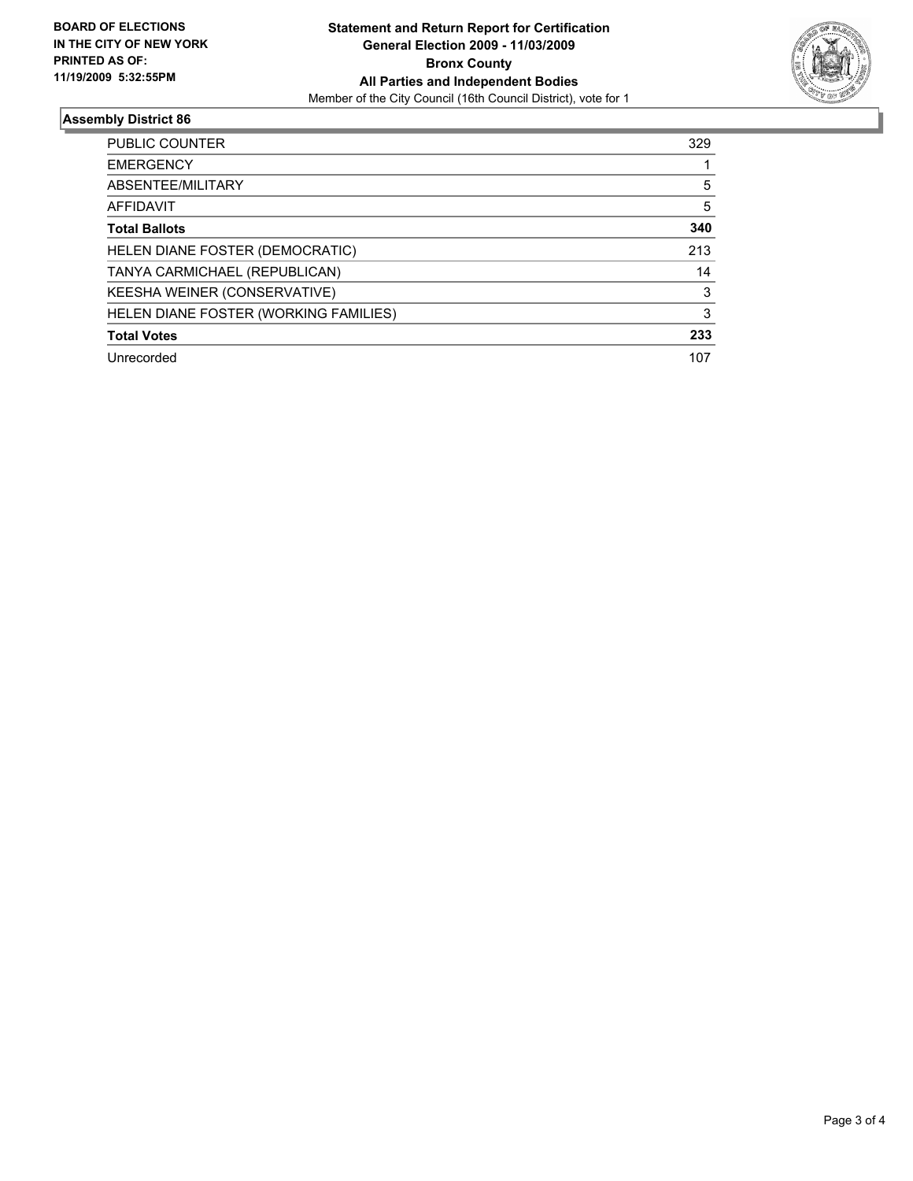**BOARD OF ELECTIONS IN THE CITY OF NEW YORK PRINTED AS OF: 11/19/2009 5:32:55PM**

# Statement and Return Report for Certification
## General Election 2009 - 11/03/2009
## Bronx County
## All Parties and Independent Bodies
Member of the City Council (16th Council District), vote for 1

### Assembly District 86

| | |
|---|---|
| PUBLIC COUNTER | 329 |
| EMERGENCY | 1 |
| ABSENTEE/MILITARY | 5 |
| AFFIDAVIT | 5 |
| **Total Ballots** | **340** |
| HELEN DIANE FOSTER (DEMOCRATIC) | 213 |
| TANYA CARMICHAEL (REPUBLICAN) | 14 |
| KEESHA WEINER (CONSERVATIVE) | 3 |
| HELEN DIANE FOSTER (WORKING FAMILIES) | 3 |
| **Total Votes** | **233** |
| Unrecorded | 107 |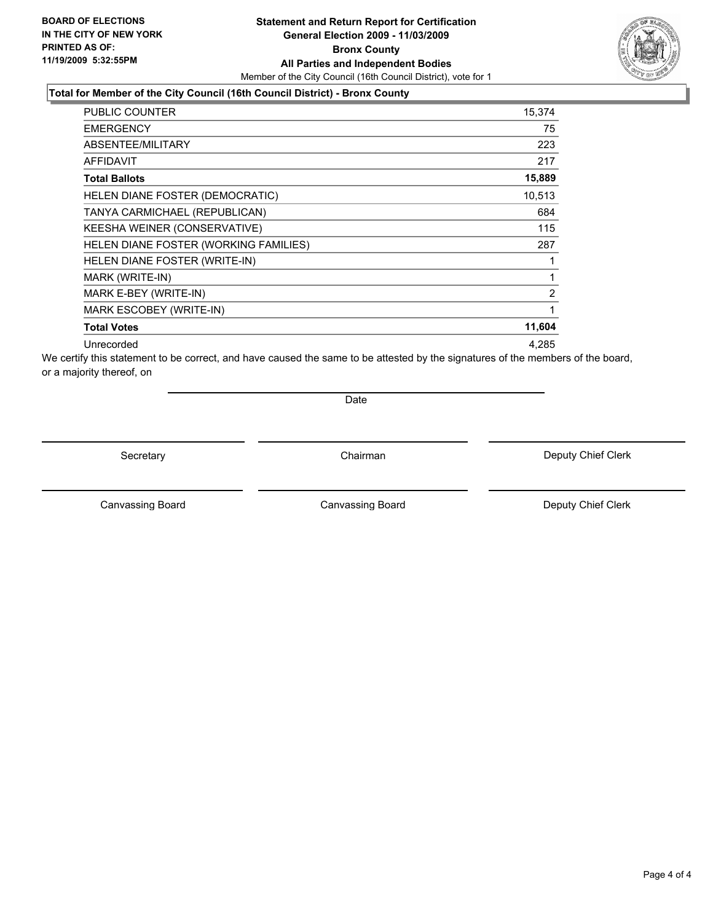**BOARD OF ELECTIONS IN THE CITY OF NEW YORK PRINTED AS OF: 11/19/2009 5:32:55PM**

# Statement and Return Report for Certification
## General Election 2009 - 11/03/2009
## Bronx County
## All Parties and Independent Bodies

Member of the City Council (16th Council District), vote for 1

### Total for Member of the City Council (16th Council District) - Bronx County

| | |
|---|---|
| PUBLIC COUNTER | 15,374 |
| EMERGENCY | 75 |
| ABSENTEE/MILITARY | 223 |
| AFFIDAVIT | 217 |
| **Total Ballots** | **15,889** |
| HELEN DIANE FOSTER (DEMOCRATIC) | 10,513 |
| TANYA CARMICHAEL (REPUBLICAN) | 684 |
| KEESHA WEINER (CONSERVATIVE) | 115 |
| HELEN DIANE FOSTER (WORKING FAMILIES) | 287 |
| HELEN DIANE FOSTER (WRITE-IN) | 1 |
| MARK (WRITE-IN) | 1 |
| MARK E-BEY (WRITE-IN) | 2 |
| MARK ESCOBEY (WRITE-IN) | 1 |
| **Total Votes** | **11,604** |
| Unrecorded | 4,285 |

We certify this statement to be correct, and have caused the same to be attested by the signatures of the members of the board, or a majority thereof, on

Date

Secretary | Chairman | Deputy Chief Clerk

Canvassing Board | Canvassing Board | Deputy Chief Clerk